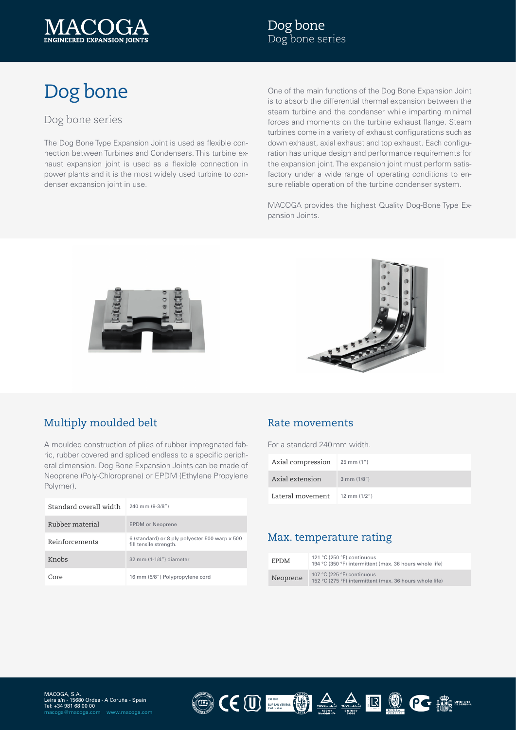# Dog bone

## Dog bone series

The Dog Bone Type Expansion Joint is used as flexible connection between Turbines and Condensers. This turbine exhaust expansion joint is used as a flexible connection in power plants and it is the most widely used turbine to condenser expansion joint in use.

One of the main functions of the Dog Bone Expansion Joint is to absorb the differential thermal expansion between the steam turbine and the condenser while imparting minimal forces and moments on the turbine exhaust flange. Steam turbines come in a variety of exhaust configurations such as down exhaust, axial exhaust and top exhaust. Each configuration has unique design and performance requirements for the expansion joint. The expansion joint must perform satisfactory under a wide range of operating conditions to ensure reliable operation of the turbine condenser system.

MACOGA provides the highest Quality Dog-Bone Type Expansion Joints.

### Multiply moulded belt

A moulded construction of plies of rubber impregnated fabric, rubber covered and spliced endless to a specific peripheral dimension. Dog Bone Expansion Joints can be made of Neoprene (Poly-Chloroprene) or EPDM (Ethylene Propylene Polymer).

| | |
|---|---|
| Standard overall width | 240 mm (9-3/8") |
| Rubber material | EPDM or Neoprene |
| Reinforcements | 6 (standard) or 8 ply polyester 500 warp x 500 fill tensile strength. |
| Knobs | 32 mm (1-1/4") diameter |
| Core | 16 mm (5/8") Polypropylene cord |

### Rate movements

For a standard 240 mm width.

| | |
|---|---|
| Axial compression | 25 mm (1") |
| Axial extension | 3 mm (1/8") |
| Lateral movement | 12 mm (1/2") |

### Max. temperature rating

| | |
|---|---|
| EPDM | 121 °C (250 °F) continuous<br>194 °C (350 °F) intermittent (max. 36 hours whole life) |
| Neoprene | 107 °C (225 °F) continuous<br>152 °C (275 °F) intermittent (max. 36 hours whole life) |

MACOGA, S.A.
Leira s/n - 15680 Ordes - A Coruña - Spain
Tel: +34 981 68 00 00
macoga@macoga.com www.macoga.com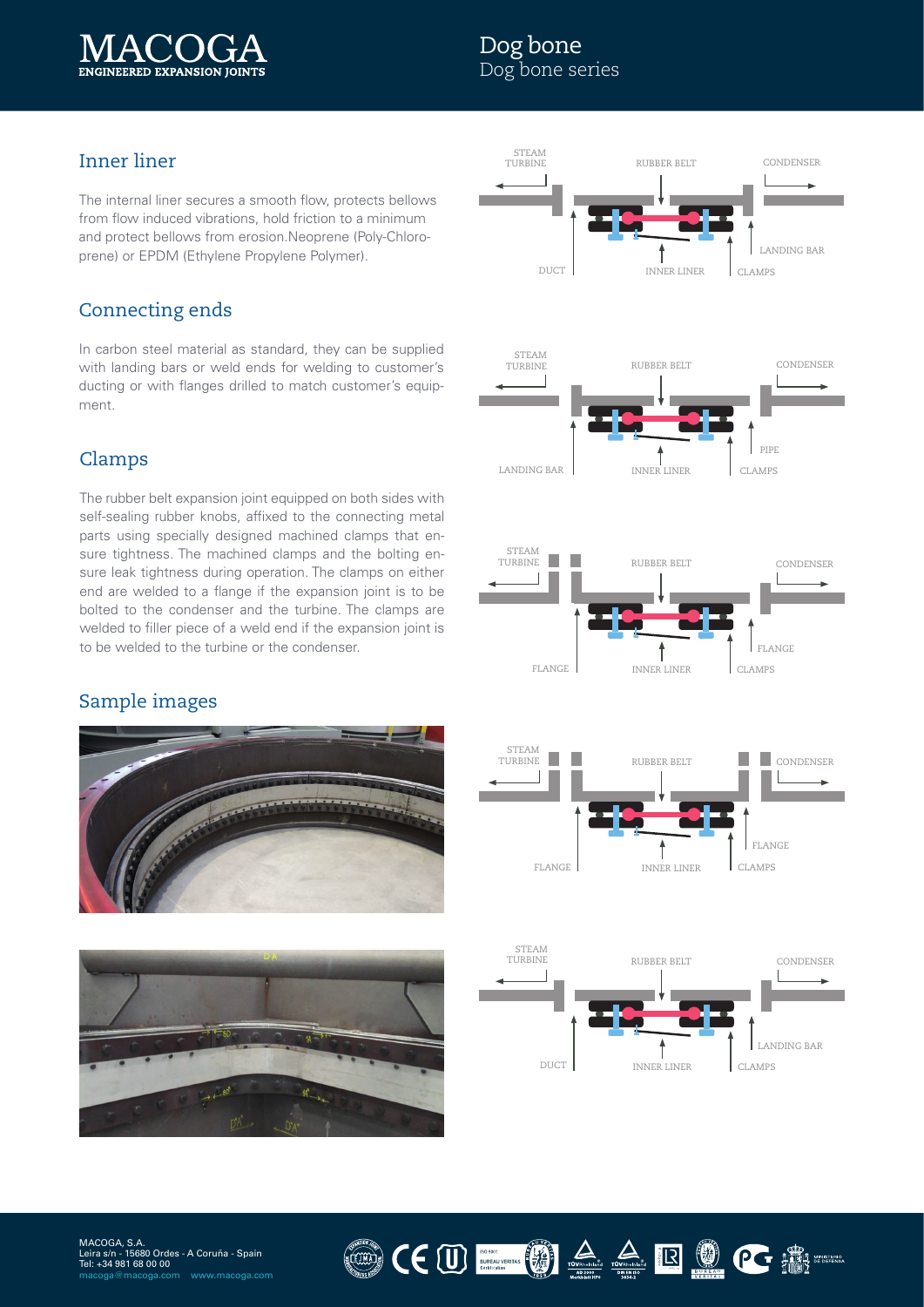# MACOGA
ENGINEERED EXPANSION JOINTS

Dog bone
Dog bone series

## Inner liner

The internal liner secures a smooth flow, protects bellows from flow induced vibrations, hold friction to a minimum and protect bellows from erosion.Neoprene (Poly-Chloroprene) or EPDM (Ethylene Propylene Polymer).

## Connecting ends

In carbon steel material as standard, they can be supplied with landing bars or weld ends for welding to customer's ducting or with flanges drilled to match customer's equipment.

## Clamps

The rubber belt expansion joint equipped on both sides with self-sealing rubber knobs, affixed to the connecting metal parts using specially designed machined clamps that ensure tightness. The machined clamps and the bolting ensure leak tightness during operation. The clamps on either end are welded to a flange if the expansion joint is to be bolted to the condenser and the turbine. The clamps are welded to filler piece of a weld end if the expansion joint is to be welded to the turbine or the condenser.

STEAM TURBINE
RUBBER BELT
CONDENSER
LANDING BAR
DUCT
INNER LINER
CLAMPS

STEAM TURBINE
RUBBER BELT
CONDENSER
PIPE
LANDING BAR
INNER LINER
CLAMPS

STEAM TURBINE
RUBBER BELT
CONDENSER
FLANGE
FLANGE
INNER LINER
CLAMPS

STEAM TURBINE
RUBBER BELT
CONDENSER
FLANGE
FLANGE
INNER LINER
CLAMPS

STEAM TURBINE
RUBBER BELT
CONDENSER
LANDING BAR
DUCT
INNER LINER
CLAMPS

## Sample images

MACOGA, S.A.
Leira s/n - 15680 Ordes - A Coruña - Spain
Tel: +34 981 68 00 00
macoga@macoga.com www.macoga.com